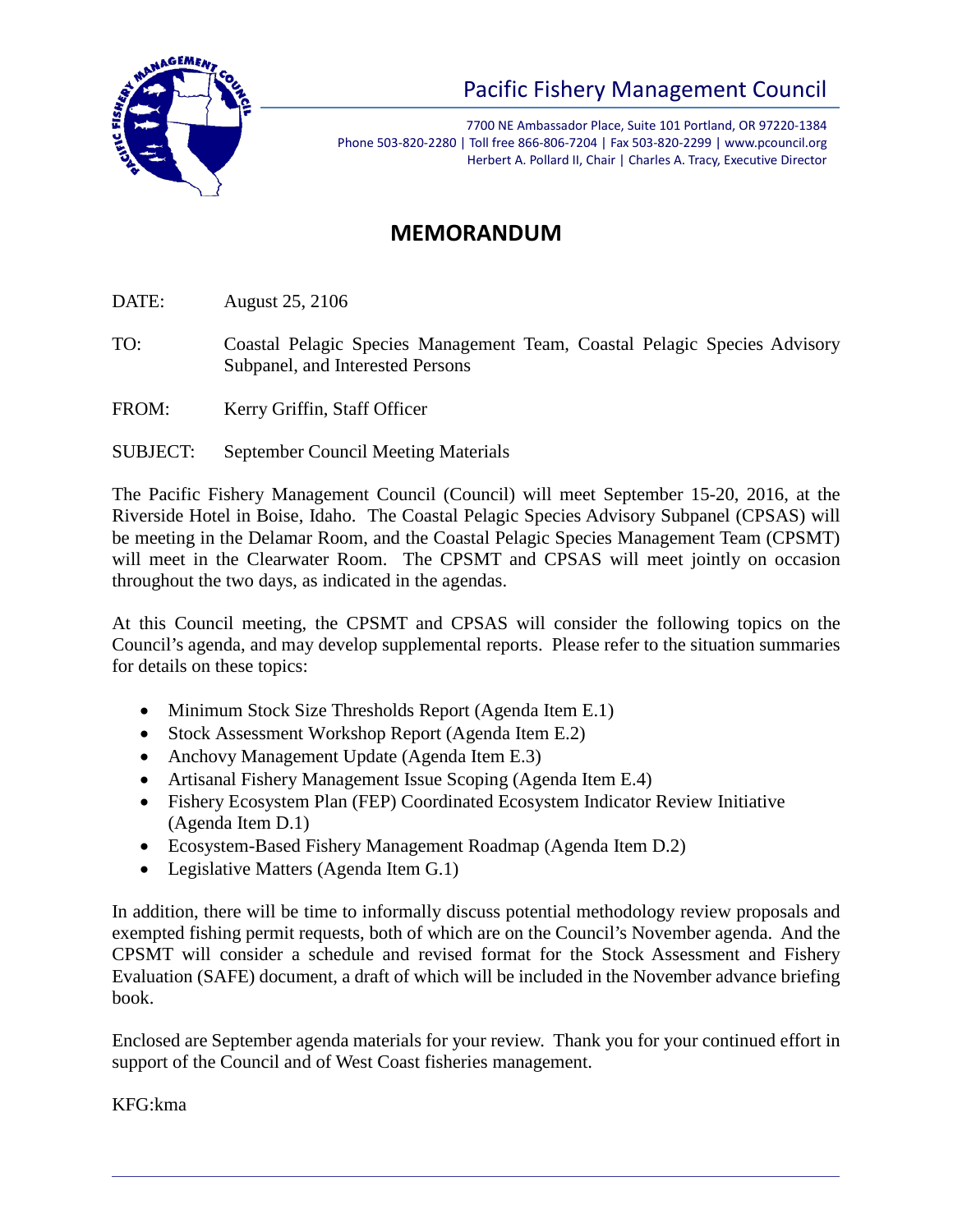# Pacific Fishery Management Council

7700 NE Ambassador Place, Suite 101 Portland, OR 97220-1384
Phone 503-820-2280 | Toll free 866-806-7204 | Fax 503-820-2299 | www.pcouncil.org
Herbert A. Pollard II, Chair | Charles A. Tracy, Executive Director

## MEMORANDUM

DATE: August 25, 2106

TO: Coastal Pelagic Species Management Team, Coastal Pelagic Species Advisory Subpanel, and Interested Persons

FROM: Kerry Griffin, Staff Officer

SUBJECT: September Council Meeting Materials

The Pacific Fishery Management Council (Council) will meet September 15-20, 2016, at the Riverside Hotel in Boise, Idaho. The Coastal Pelagic Species Advisory Subpanel (CPSAS) will be meeting in the Delamar Room, and the Coastal Pelagic Species Management Team (CPSMT) will meet in the Clearwater Room. The CPSMT and CPSAS will meet jointly on occasion throughout the two days, as indicated in the agendas.

At this Council meeting, the CPSMT and CPSAS will consider the following topics on the Council's agenda, and may develop supplemental reports. Please refer to the situation summaries for details on these topics:

- Minimum Stock Size Thresholds Report (Agenda Item E.1)
- Stock Assessment Workshop Report (Agenda Item E.2)
- Anchovy Management Update (Agenda Item E.3)
- Artisanal Fishery Management Issue Scoping (Agenda Item E.4)
- Fishery Ecosystem Plan (FEP) Coordinated Ecosystem Indicator Review Initiative (Agenda Item D.1)
- Ecosystem-Based Fishery Management Roadmap (Agenda Item D.2)
- Legislative Matters (Agenda Item G.1)

In addition, there will be time to informally discuss potential methodology review proposals and exempted fishing permit requests, both of which are on the Council's November agenda. And the CPSMT will consider a schedule and revised format for the Stock Assessment and Fishery Evaluation (SAFE) document, a draft of which will be included in the November advance briefing book.

Enclosed are September agenda materials for your review. Thank you for your continued effort in support of the Council and of West Coast fisheries management.

KFG:kma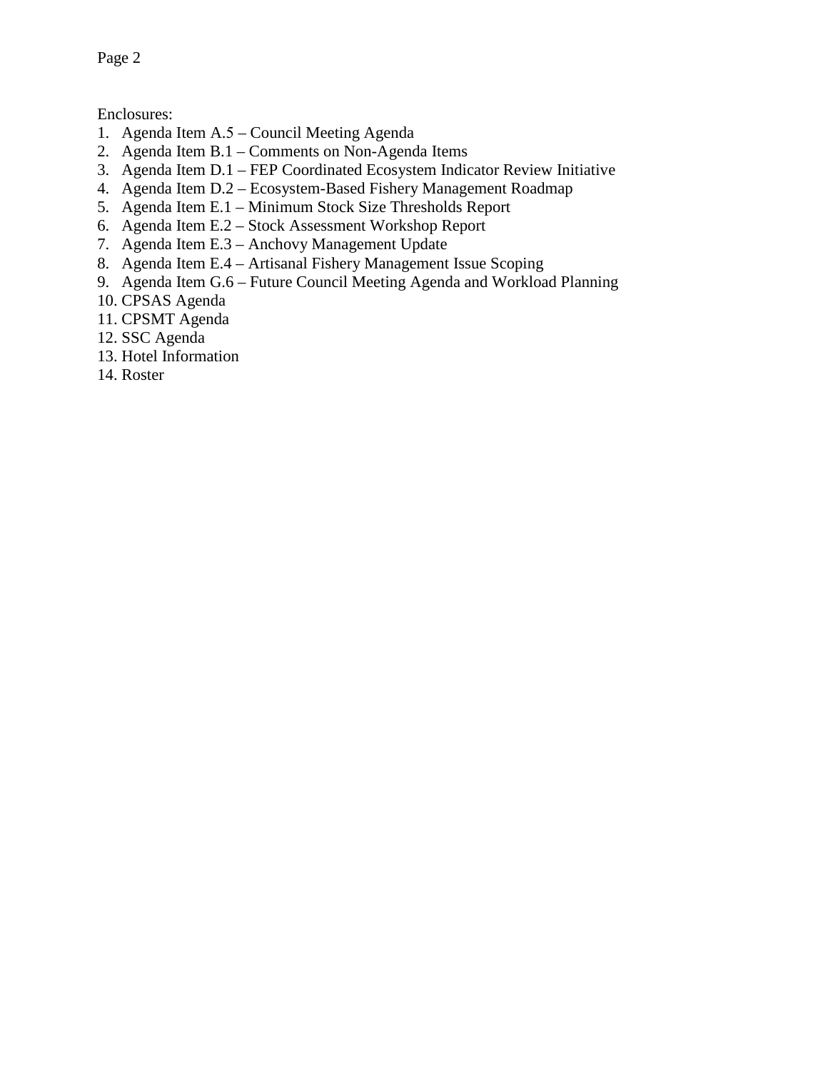Enclosures:

1. Agenda Item A.5 – Council Meeting Agenda
2. Agenda Item B.1 – Comments on Non-Agenda Items
3. Agenda Item D.1 – FEP Coordinated Ecosystem Indicator Review Initiative
4. Agenda Item D.2 – Ecosystem-Based Fishery Management Roadmap
5. Agenda Item E.1 – Minimum Stock Size Thresholds Report
6. Agenda Item E.2 – Stock Assessment Workshop Report
7. Agenda Item E.3 – Anchovy Management Update
8. Agenda Item E.4 – Artisanal Fishery Management Issue Scoping
9. Agenda Item G.6 – Future Council Meeting Agenda and Workload Planning
10. CPSAS Agenda
11. CPSMT Agenda
12. SSC Agenda
13. Hotel Information
14. Roster